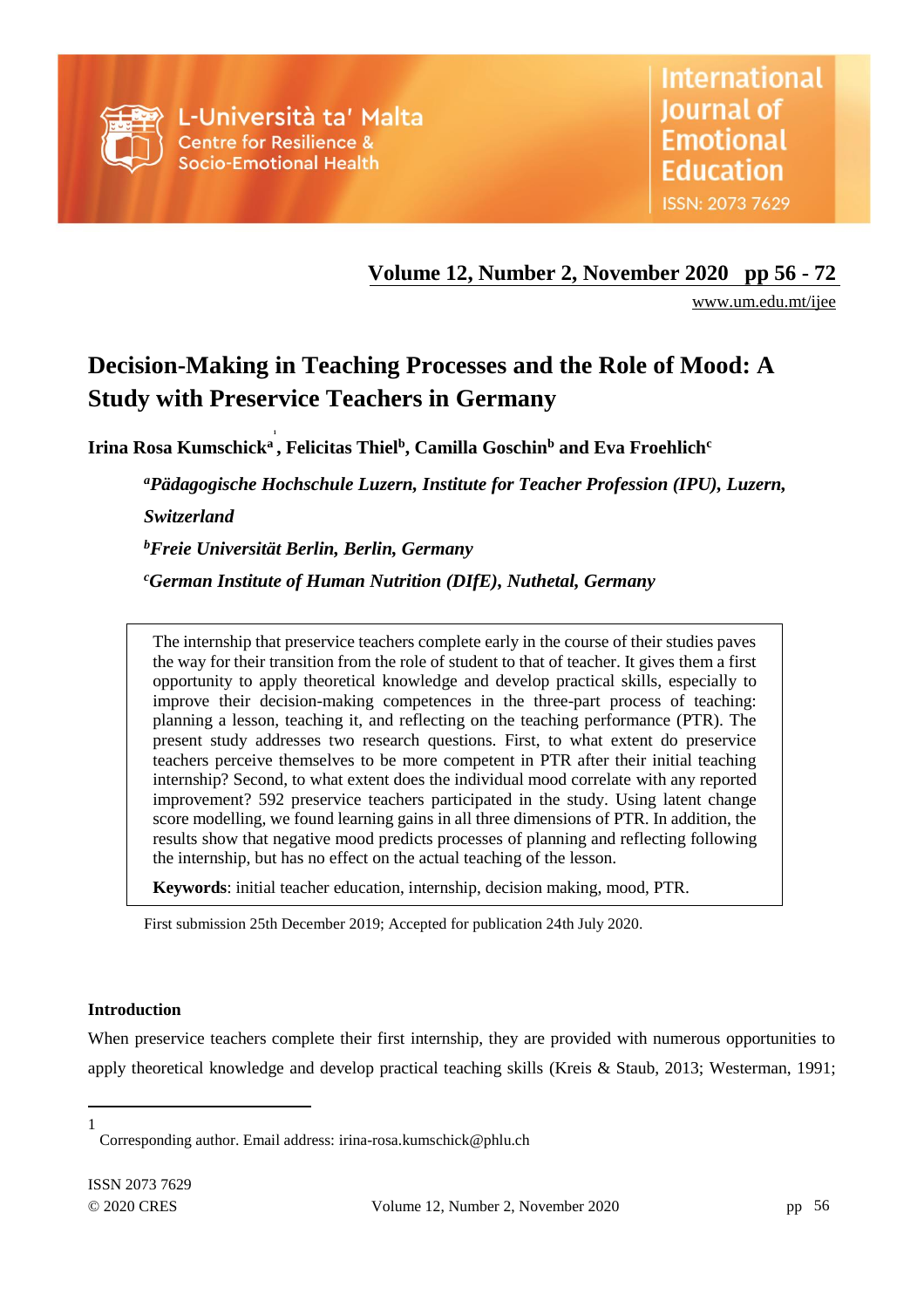# Decision-Making in Teaching Processes and the Role of Mood: A Study with Preservice Teachers in Germany

**Irina Rosa Kumschick[a][1], Felicitas Thiel[b], Camilla Goschin[b] and Eva Froehlich[c]**

*[a]Pädagogische Hochschule Luzern, Institute for Teacher Profession (IPU), Luzern, Switzerland*

*[b]Freie Universität Berlin, Berlin, Germany*

*[c]German Institute of Human Nutrition (DIfE), Nuthetal, Germany*

The internship that preservice teachers complete early in the course of their studies paves the way for their transition from the role of student to that of teacher. It gives them a first opportunity to apply theoretical knowledge and develop practical skills, especially to improve their decision-making competences in the three-part process of teaching: planning a lesson, teaching it, and reflecting on the teaching performance (PTR). The present study addresses two research questions. First, to what extent do preservice teachers perceive themselves to be more competent in PTR after their initial teaching internship? Second, to what extent does the individual mood correlate with any reported improvement? 592 preservice teachers participated in the study. Using latent change score modelling, we found learning gains in all three dimensions of PTR. In addition, the results show that negative mood predicts processes of planning and reflecting following the internship, but has no effect on the actual teaching of the lesson.

**Keywords**: initial teacher education, internship, decision making, mood, PTR.

First submission 25th December 2019; Accepted for publication 24th July 2020.

## Introduction

When preservice teachers complete their first internship, they are provided with numerous opportunities to apply theoretical knowledge and develop practical teaching skills (Kreis & Staub, 2013; Westerman, 1991;

---

[1] Corresponding author. Email address: irina-rosa.kumschick@phlu.ch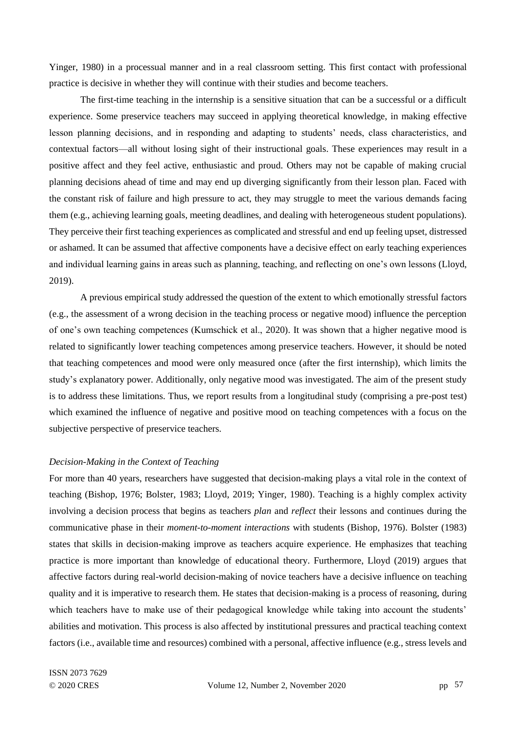Yinger, 1980) in a processual manner and in a real classroom setting. This first contact with professional practice is decisive in whether they will continue with their studies and become teachers.

The first-time teaching in the internship is a sensitive situation that can be a successful or a difficult experience. Some preservice teachers may succeed in applying theoretical knowledge, in making effective lesson planning decisions, and in responding and adapting to students' needs, class characteristics, and contextual factors—all without losing sight of their instructional goals. These experiences may result in a positive affect and they feel active, enthusiastic and proud. Others may not be capable of making crucial planning decisions ahead of time and may end up diverging significantly from their lesson plan. Faced with the constant risk of failure and high pressure to act, they may struggle to meet the various demands facing them (e.g., achieving learning goals, meeting deadlines, and dealing with heterogeneous student populations). They perceive their first teaching experiences as complicated and stressful and end up feeling upset, distressed or ashamed. It can be assumed that affective components have a decisive effect on early teaching experiences and individual learning gains in areas such as planning, teaching, and reflecting on one's own lessons (Lloyd, 2019).

A previous empirical study addressed the question of the extent to which emotionally stressful factors (e.g., the assessment of a wrong decision in the teaching process or negative mood) influence the perception of one's own teaching competences (Kumschick et al., 2020). It was shown that a higher negative mood is related to significantly lower teaching competences among preservice teachers. However, it should be noted that teaching competences and mood were only measured once (after the first internship), which limits the study's explanatory power. Additionally, only negative mood was investigated. The aim of the present study is to address these limitations. Thus, we report results from a longitudinal study (comprising a pre-post test) which examined the influence of negative and positive mood on teaching competences with a focus on the subjective perspective of preservice teachers.

### *Decision-Making in the Context of Teaching*

For more than 40 years, researchers have suggested that decision-making plays a vital role in the context of teaching (Bishop, 1976; Bolster, 1983; Lloyd, 2019; Yinger, 1980). Teaching is a highly complex activity involving a decision process that begins as teachers *plan* and *reflect* their lessons and continues during the communicative phase in their *moment-to-moment interactions* with students (Bishop, 1976). Bolster (1983) states that skills in decision-making improve as teachers acquire experience. He emphasizes that teaching practice is more important than knowledge of educational theory. Furthermore, Lloyd (2019) argues that affective factors during real-world decision-making of novice teachers have a decisive influence on teaching quality and it is imperative to research them. He states that decision-making is a process of reasoning, during which teachers have to make use of their pedagogical knowledge while taking into account the students' abilities and motivation. This process is also affected by institutional pressures and practical teaching context factors (i.e., available time and resources) combined with a personal, affective influence (e.g., stress levels and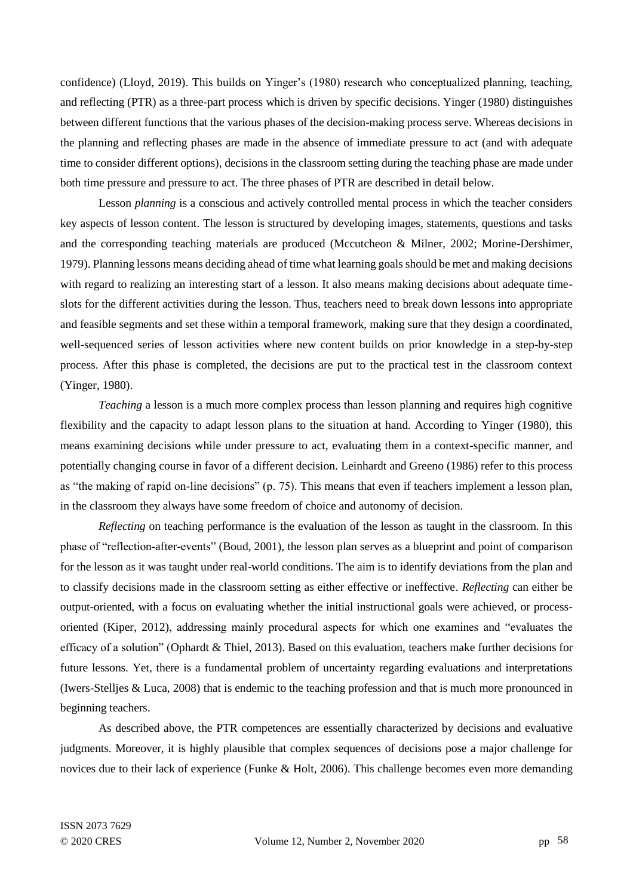confidence) (Lloyd, 2019). This builds on Yinger's (1980) research who conceptualized planning, teaching, and reflecting (PTR) as a three-part process which is driven by specific decisions. Yinger (1980) distinguishes between different functions that the various phases of the decision-making process serve. Whereas decisions in the planning and reflecting phases are made in the absence of immediate pressure to act (and with adequate time to consider different options), decisions in the classroom setting during the teaching phase are made under both time pressure and pressure to act. The three phases of PTR are described in detail below.

Lesson *planning* is a conscious and actively controlled mental process in which the teacher considers key aspects of lesson content. The lesson is structured by developing images, statements, questions and tasks and the corresponding teaching materials are produced (Mccutcheon & Milner, 2002; Morine-Dershimer, 1979). Planning lessons means deciding ahead of time what learning goals should be met and making decisions with regard to realizing an interesting start of a lesson. It also means making decisions about adequate time-slots for the different activities during the lesson. Thus, teachers need to break down lessons into appropriate and feasible segments and set these within a temporal framework, making sure that they design a coordinated, well-sequenced series of lesson activities where new content builds on prior knowledge in a step-by-step process. After this phase is completed, the decisions are put to the practical test in the classroom context (Yinger, 1980).

*Teaching* a lesson is a much more complex process than lesson planning and requires high cognitive flexibility and the capacity to adapt lesson plans to the situation at hand. According to Yinger (1980), this means examining decisions while under pressure to act, evaluating them in a context-specific manner, and potentially changing course in favor of a different decision. Leinhardt and Greeno (1986) refer to this process as "the making of rapid on-line decisions" (p. 75). This means that even if teachers implement a lesson plan, in the classroom they always have some freedom of choice and autonomy of decision.

*Reflecting* on teaching performance is the evaluation of the lesson as taught in the classroom. In this phase of "reflection-after-events" (Boud, 2001), the lesson plan serves as a blueprint and point of comparison for the lesson as it was taught under real-world conditions. The aim is to identify deviations from the plan and to classify decisions made in the classroom setting as either effective or ineffective. *Reflecting* can either be output-oriented, with a focus on evaluating whether the initial instructional goals were achieved, or process-oriented (Kiper, 2012), addressing mainly procedural aspects for which one examines and "evaluates the efficacy of a solution" (Ophardt & Thiel, 2013). Based on this evaluation, teachers make further decisions for future lessons. Yet, there is a fundamental problem of uncertainty regarding evaluations and interpretations (Iwers-Stelljes & Luca, 2008) that is endemic to the teaching profession and that is much more pronounced in beginning teachers.

As described above, the PTR competences are essentially characterized by decisions and evaluative judgments. Moreover, it is highly plausible that complex sequences of decisions pose a major challenge for novices due to their lack of experience (Funke & Holt, 2006). This challenge becomes even more demanding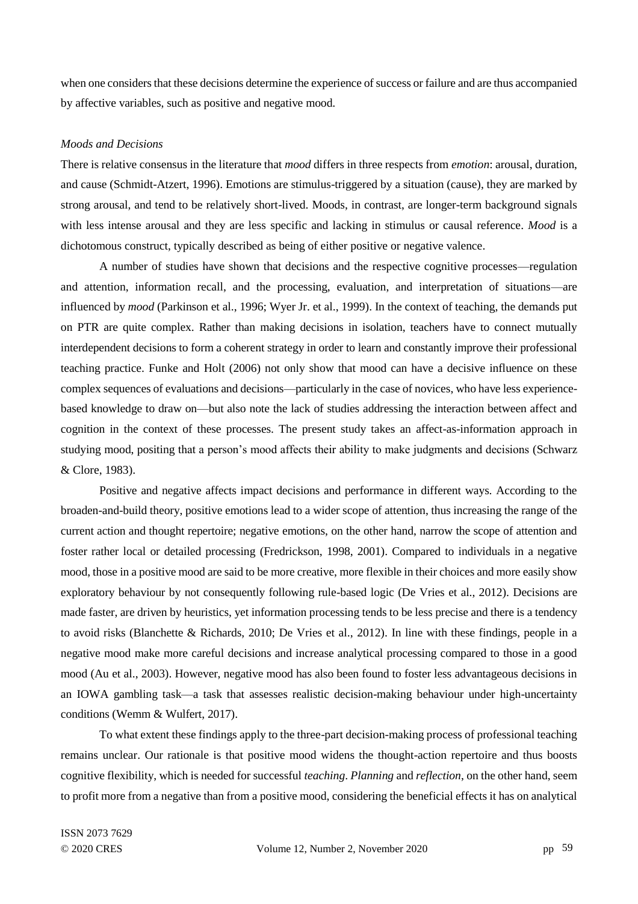when one considers that these decisions determine the experience of success or failure and are thus accompanied by affective variables, such as positive and negative mood.

### *Moods and Decisions*

There is relative consensus in the literature that *mood* differs in three respects from *emotion*: arousal, duration, and cause (Schmidt-Atzert, 1996). Emotions are stimulus-triggered by a situation (cause), they are marked by strong arousal, and tend to be relatively short-lived. Moods, in contrast, are longer-term background signals with less intense arousal and they are less specific and lacking in stimulus or causal reference. *Mood* is a dichotomous construct, typically described as being of either positive or negative valence.

A number of studies have shown that decisions and the respective cognitive processes—regulation and attention, information recall, and the processing, evaluation, and interpretation of situations—are influenced by *mood* (Parkinson et al., 1996; Wyer Jr. et al., 1999). In the context of teaching, the demands put on PTR are quite complex. Rather than making decisions in isolation, teachers have to connect mutually interdependent decisions to form a coherent strategy in order to learn and constantly improve their professional teaching practice. Funke and Holt (2006) not only show that mood can have a decisive influence on these complex sequences of evaluations and decisions—particularly in the case of novices, who have less experience-based knowledge to draw on—but also note the lack of studies addressing the interaction between affect and cognition in the context of these processes. The present study takes an affect-as-information approach in studying mood, positing that a person's mood affects their ability to make judgments and decisions (Schwarz & Clore, 1983).

Positive and negative affects impact decisions and performance in different ways. According to the broaden-and-build theory, positive emotions lead to a wider scope of attention, thus increasing the range of the current action and thought repertoire; negative emotions, on the other hand, narrow the scope of attention and foster rather local or detailed processing (Fredrickson, 1998, 2001). Compared to individuals in a negative mood, those in a positive mood are said to be more creative, more flexible in their choices and more easily show exploratory behaviour by not consequently following rule-based logic (De Vries et al., 2012). Decisions are made faster, are driven by heuristics, yet information processing tends to be less precise and there is a tendency to avoid risks (Blanchette & Richards, 2010; De Vries et al., 2012). In line with these findings, people in a negative mood make more careful decisions and increase analytical processing compared to those in a good mood (Au et al., 2003). However, negative mood has also been found to foster less advantageous decisions in an IOWA gambling task—a task that assesses realistic decision-making behaviour under high-uncertainty conditions (Wemm & Wulfert, 2017).

To what extent these findings apply to the three-part decision-making process of professional teaching remains unclear. Our rationale is that positive mood widens the thought-action repertoire and thus boosts cognitive flexibility, which is needed for successful *teaching*. *Planning* and *reflection*, on the other hand, seem to profit more from a negative than from a positive mood, considering the beneficial effects it has on analytical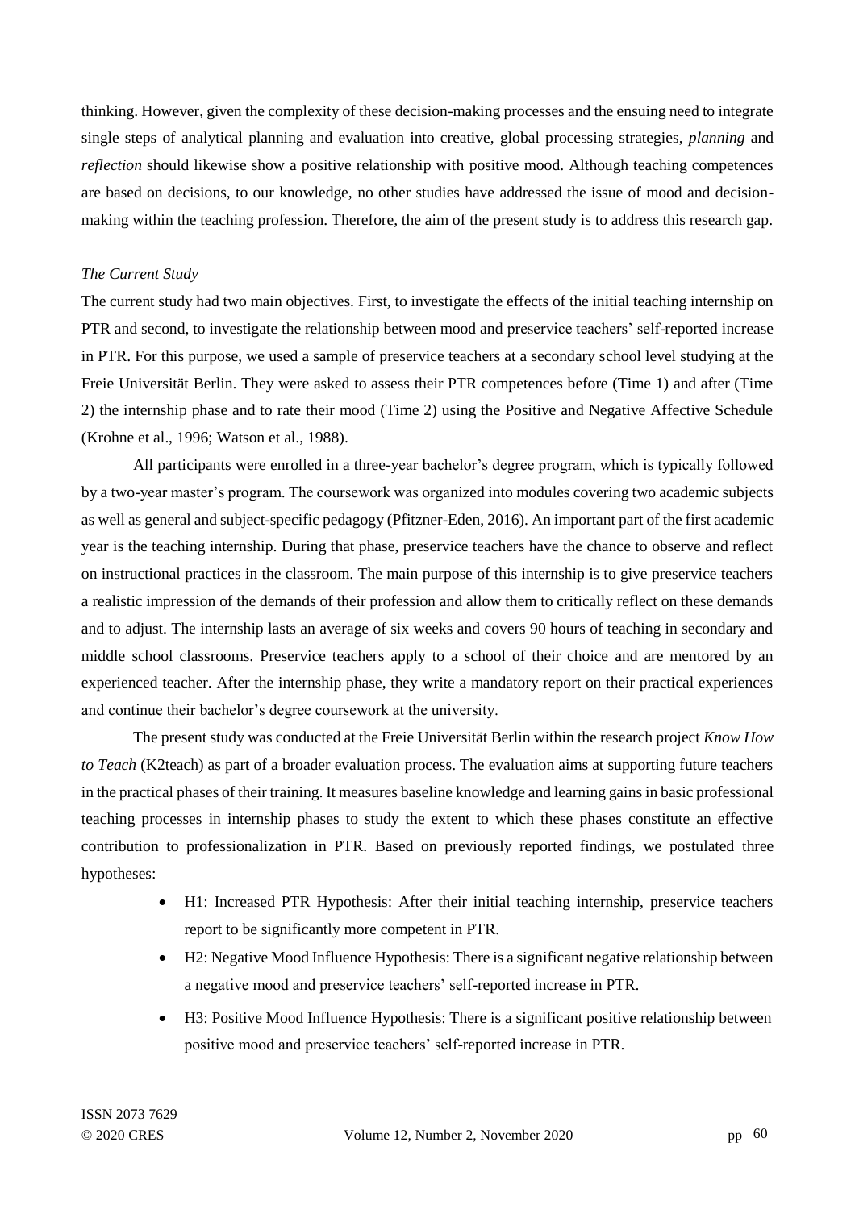thinking. However, given the complexity of these decision-making processes and the ensuing need to integrate single steps of analytical planning and evaluation into creative, global processing strategies, *planning* and *reflection* should likewise show a positive relationship with positive mood. Although teaching competences are based on decisions, to our knowledge, no other studies have addressed the issue of mood and decision-making within the teaching profession. Therefore, the aim of the present study is to address this research gap.

### *The Current Study*

The current study had two main objectives. First, to investigate the effects of the initial teaching internship on PTR and second, to investigate the relationship between mood and preservice teachers' self-reported increase in PTR. For this purpose, we used a sample of preservice teachers at a secondary school level studying at the Freie Universität Berlin. They were asked to assess their PTR competences before (Time 1) and after (Time 2) the internship phase and to rate their mood (Time 2) using the Positive and Negative Affective Schedule (Krohne et al., 1996; Watson et al., 1988).

All participants were enrolled in a three-year bachelor's degree program, which is typically followed by a two-year master's program. The coursework was organized into modules covering two academic subjects as well as general and subject-specific pedagogy (Pfitzner-Eden, 2016). An important part of the first academic year is the teaching internship. During that phase, preservice teachers have the chance to observe and reflect on instructional practices in the classroom. The main purpose of this internship is to give preservice teachers a realistic impression of the demands of their profession and allow them to critically reflect on these demands and to adjust. The internship lasts an average of six weeks and covers 90 hours of teaching in secondary and middle school classrooms. Preservice teachers apply to a school of their choice and are mentored by an experienced teacher. After the internship phase, they write a mandatory report on their practical experiences and continue their bachelor's degree coursework at the university.

The present study was conducted at the Freie Universität Berlin within the research project *Know How to Teach* (K2teach) as part of a broader evaluation process. The evaluation aims at supporting future teachers in the practical phases of their training. It measures baseline knowledge and learning gains in basic professional teaching processes in internship phases to study the extent to which these phases constitute an effective contribution to professionalization in PTR. Based on previously reported findings, we postulated three hypotheses:

- H1: Increased PTR Hypothesis: After their initial teaching internship, preservice teachers report to be significantly more competent in PTR.
- H2: Negative Mood Influence Hypothesis: There is a significant negative relationship between a negative mood and preservice teachers' self-reported increase in PTR.
- H3: Positive Mood Influence Hypothesis: There is a significant positive relationship between positive mood and preservice teachers' self-reported increase in PTR.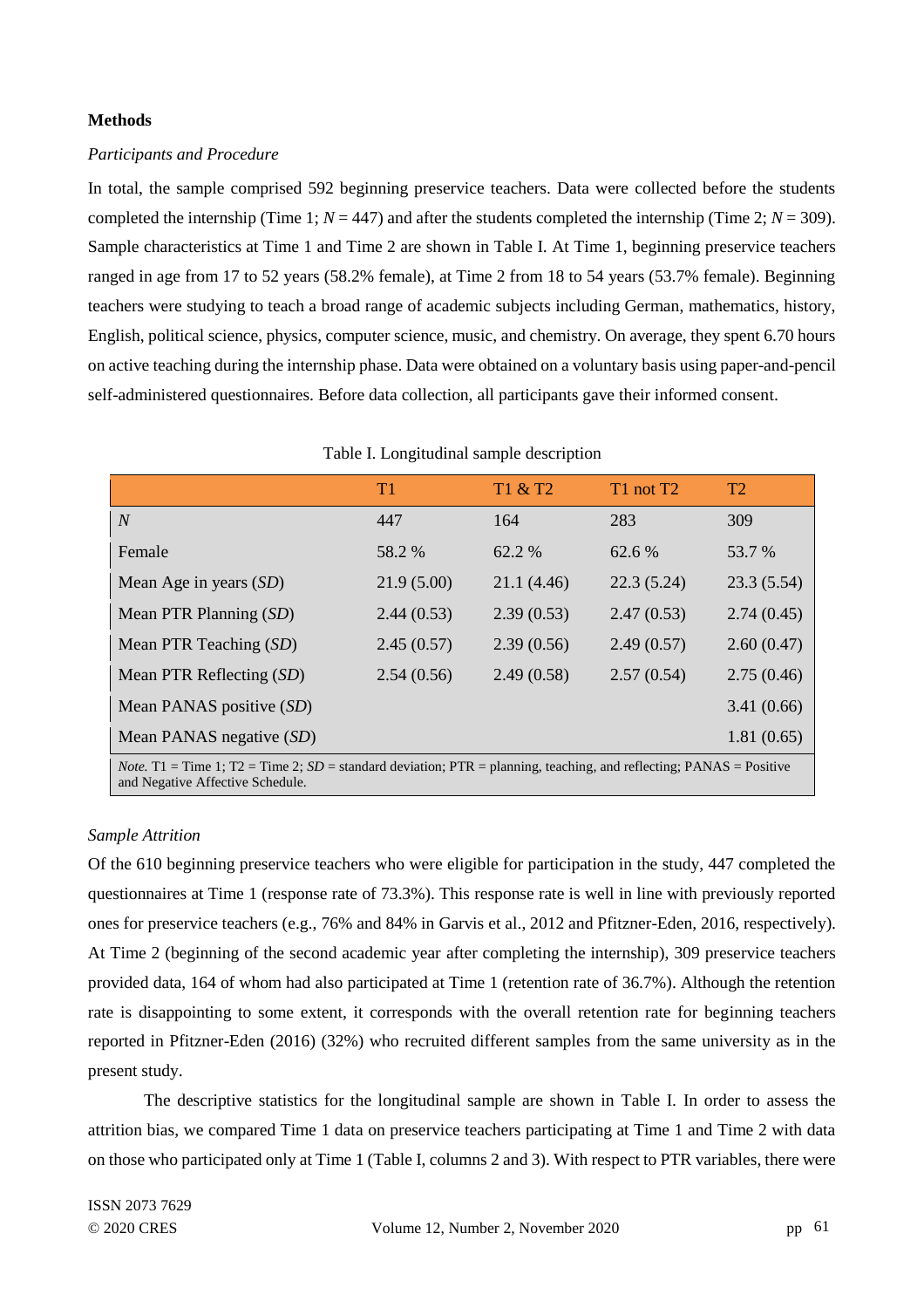## Methods

### *Participants and Procedure*

In total, the sample comprised 592 beginning preservice teachers. Data were collected before the students completed the internship (Time 1; *N* = 447) and after the students completed the internship (Time 2; *N* = 309). Sample characteristics at Time 1 and Time 2 are shown in Table I. At Time 1, beginning preservice teachers ranged in age from 17 to 52 years (58.2% female), at Time 2 from 18 to 54 years (53.7% female). Beginning teachers were studying to teach a broad range of academic subjects including German, mathematics, history, English, political science, physics, computer science, music, and chemistry. On average, they spent 6.70 hours on active teaching during the internship phase. Data were obtained on a voluntary basis using paper-and-pencil self-administered questionnaires. Before data collection, all participants gave their informed consent.

Table I. Longitudinal sample description

| | T1 | T1 & T2 | T1 not T2 | T2 |
|---|---|---|---|---|
| *N* | 447 | 164 | 283 | 309 |
| Female | 58.2 % | 62.2 % | 62.6 % | 53.7 % |
| Mean Age in years (*SD*) | 21.9 (5.00) | 21.1 (4.46) | 22.3 (5.24) | 23.3 (5.54) |
| Mean PTR Planning (*SD*) | 2.44 (0.53) | 2.39 (0.53) | 2.47 (0.53) | 2.74 (0.45) |
| Mean PTR Teaching (*SD*) | 2.45 (0.57) | 2.39 (0.56) | 2.49 (0.57) | 2.60 (0.47) |
| Mean PTR Reflecting (*SD*) | 2.54 (0.56) | 2.49 (0.58) | 2.57 (0.54) | 2.75 (0.46) |
| Mean PANAS positive (*SD*) | | | | 3.41 (0.66) |
| Mean PANAS negative (*SD*) | | | | 1.81 (0.65) |

*Note.* T1 = Time 1; T2 = Time 2; *SD* = standard deviation; PTR = planning, teaching, and reflecting; PANAS = Positive and Negative Affective Schedule.

### *Sample Attrition*

Of the 610 beginning preservice teachers who were eligible for participation in the study, 447 completed the questionnaires at Time 1 (response rate of 73.3%). This response rate is well in line with previously reported ones for preservice teachers (e.g., 76% and 84% in Garvis et al., 2012 and Pfitzner-Eden, 2016, respectively). At Time 2 (beginning of the second academic year after completing the internship), 309 preservice teachers provided data, 164 of whom had also participated at Time 1 (retention rate of 36.7%). Although the retention rate is disappointing to some extent, it corresponds with the overall retention rate for beginning teachers reported in Pfitzner-Eden (2016) (32%) who recruited different samples from the same university as in the present study.

The descriptive statistics for the longitudinal sample are shown in Table I. In order to assess the attrition bias, we compared Time 1 data on preservice teachers participating at Time 1 and Time 2 with data on those who participated only at Time 1 (Table I, columns 2 and 3). With respect to PTR variables, there were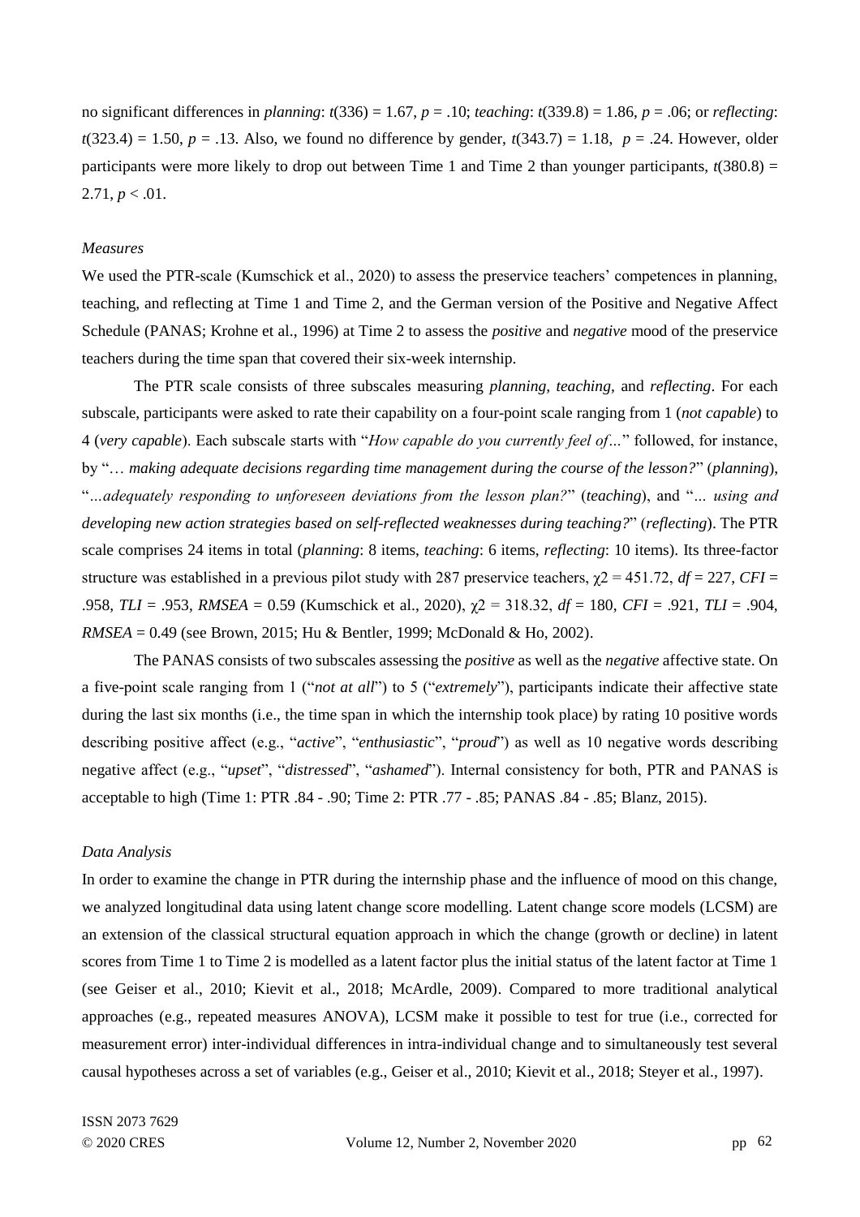no significant differences in *planning*: $t(336) = 1.67$, $p = .10$; *teaching*: $t(339.8) = 1.86$, $p = .06$; or *reflecting*: $t(323.4) = 1.50$, $p = .13$. Also, we found no difference by gender, $t(343.7) = 1.18$, $p = .24$. However, older participants were more likely to drop out between Time 1 and Time 2 than younger participants, $t(380.8) = 2.71$, $p < .01$.

*Measures*

We used the PTR-scale (Kumschick et al., 2020) to assess the preservice teachers' competences in planning, teaching, and reflecting at Time 1 and Time 2, and the German version of the Positive and Negative Affect Schedule (PANAS; Krohne et al., 1996) at Time 2 to assess the *positive* and *negative* mood of the preservice teachers during the time span that covered their six-week internship.

The PTR scale consists of three subscales measuring *planning*, *teaching*, and *reflecting*. For each subscale, participants were asked to rate their capability on a four-point scale ranging from 1 (*not capable*) to 4 (*very capable*). Each subscale starts with "*How capable do you currently feel of…*" followed, for instance, by "… *making adequate decisions regarding time management during the course of the lesson?*" (*planning*), "*…adequately responding to unforeseen deviations from the lesson plan?*" (*teaching*), and "*… using and developing new action strategies based on self-reflected weaknesses during teaching?*" (*reflecting*). The PTR scale comprises 24 items in total (*planning*: 8 items, *teaching*: 6 items, *reflecting*: 10 items). Its three-factor structure was established in a previous pilot study with 287 preservice teachers, $\chi2 = 451.72$, $df = 227$, $CFI = .958$, $TLI = .953$, $RMSEA = 0.59$ (Kumschick et al., 2020), $\chi2 = 318.32$, $df = 180$, $CFI = .921$, $TLI = .904$, $RMSEA = 0.49$ (see Brown, 2015; Hu & Bentler, 1999; McDonald & Ho, 2002).

The PANAS consists of two subscales assessing the *positive* as well as the *negative* affective state. On a five-point scale ranging from 1 ("*not at all*") to 5 ("*extremely*"), participants indicate their affective state during the last six months (i.e., the time span in which the internship took place) by rating 10 positive words describing positive affect (e.g., "*active*", "*enthusiastic*", "*proud*") as well as 10 negative words describing negative affect (e.g., "*upset*", "*distressed*", "*ashamed*"). Internal consistency for both, PTR and PANAS is acceptable to high (Time 1: PTR .84 - .90; Time 2: PTR .77 - .85; PANAS .84 - .85; Blanz, 2015).

*Data Analysis*

In order to examine the change in PTR during the internship phase and the influence of mood on this change, we analyzed longitudinal data using latent change score modelling. Latent change score models (LCSM) are an extension of the classical structural equation approach in which the change (growth or decline) in latent scores from Time 1 to Time 2 is modelled as a latent factor plus the initial status of the latent factor at Time 1 (see Geiser et al., 2010; Kievit et al., 2018; McArdle, 2009). Compared to more traditional analytical approaches (e.g., repeated measures ANOVA), LCSM make it possible to test for true (i.e., corrected for measurement error) inter-individual differences in intra-individual change and to simultaneously test several causal hypotheses across a set of variables (e.g., Geiser et al., 2010; Kievit et al., 2018; Steyer et al., 1997).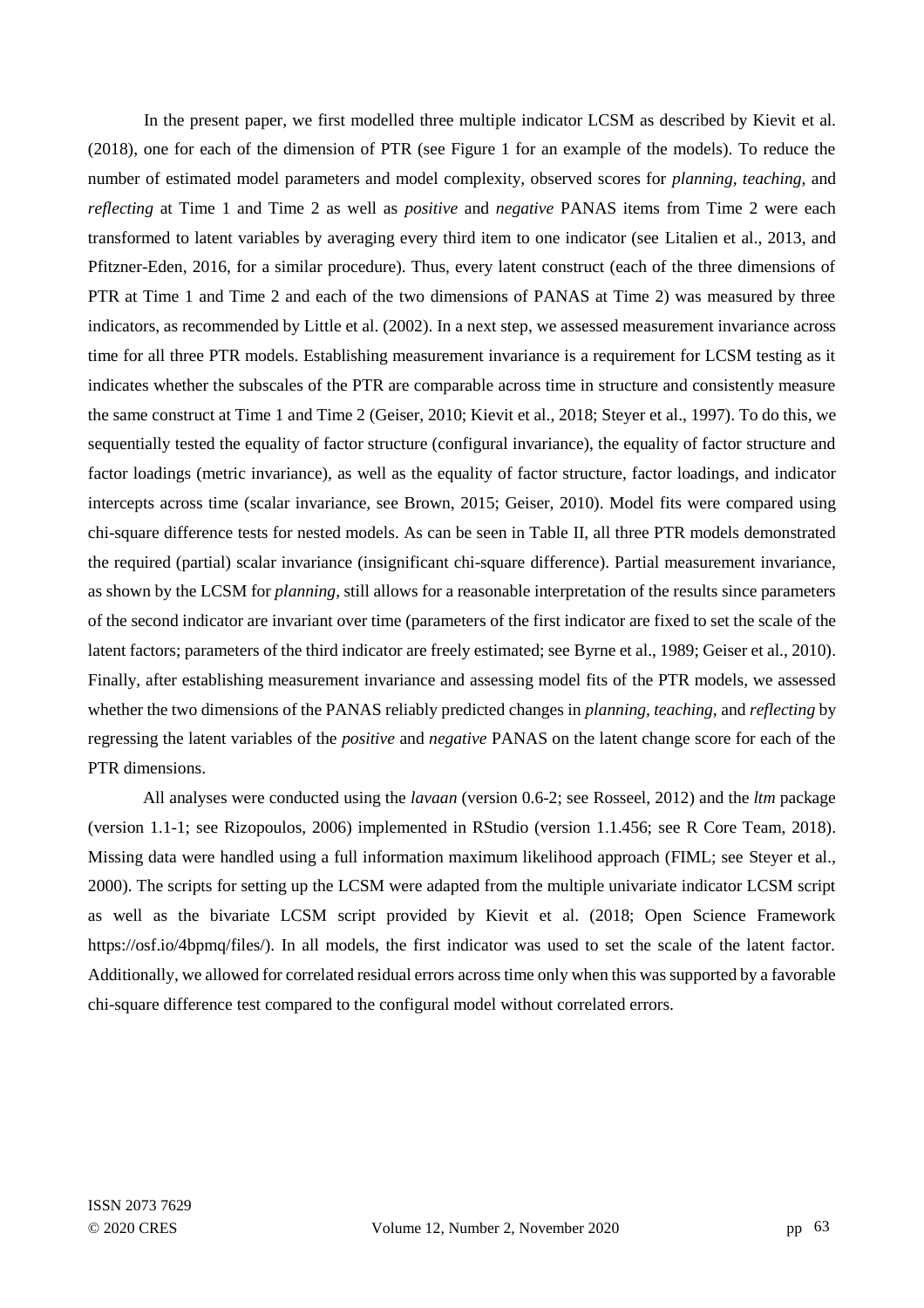In the present paper, we first modelled three multiple indicator LCSM as described by Kievit et al. (2018), one for each of the dimension of PTR (see Figure 1 for an example of the models). To reduce the number of estimated model parameters and model complexity, observed scores for *planning*, *teaching*, and *reflecting* at Time 1 and Time 2 as well as *positive* and *negative* PANAS items from Time 2 were each transformed to latent variables by averaging every third item to one indicator (see Litalien et al., 2013, and Pfitzner-Eden, 2016, for a similar procedure). Thus, every latent construct (each of the three dimensions of PTR at Time 1 and Time 2 and each of the two dimensions of PANAS at Time 2) was measured by three indicators, as recommended by Little et al. (2002). In a next step, we assessed measurement invariance across time for all three PTR models. Establishing measurement invariance is a requirement for LCSM testing as it indicates whether the subscales of the PTR are comparable across time in structure and consistently measure the same construct at Time 1 and Time 2 (Geiser, 2010; Kievit et al., 2018; Steyer et al., 1997). To do this, we sequentially tested the equality of factor structure (configural invariance), the equality of factor structure and factor loadings (metric invariance), as well as the equality of factor structure, factor loadings, and indicator intercepts across time (scalar invariance, see Brown, 2015; Geiser, 2010). Model fits were compared using chi-square difference tests for nested models. As can be seen in Table II, all three PTR models demonstrated the required (partial) scalar invariance (insignificant chi-square difference). Partial measurement invariance, as shown by the LCSM for *planning*, still allows for a reasonable interpretation of the results since parameters of the second indicator are invariant over time (parameters of the first indicator are fixed to set the scale of the latent factors; parameters of the third indicator are freely estimated; see Byrne et al., 1989; Geiser et al., 2010). Finally, after establishing measurement invariance and assessing model fits of the PTR models, we assessed whether the two dimensions of the PANAS reliably predicted changes in *planning, teaching,* and *reflecting* by regressing the latent variables of the *positive* and *negative* PANAS on the latent change score for each of the PTR dimensions.

All analyses were conducted using the *lavaan* (version 0.6-2; see Rosseel, 2012) and the *ltm* package (version 1.1-1; see Rizopoulos, 2006) implemented in RStudio (version 1.1.456; see R Core Team, 2018). Missing data were handled using a full information maximum likelihood approach (FIML; see Steyer et al., 2000). The scripts for setting up the LCSM were adapted from the multiple univariate indicator LCSM script as well as the bivariate LCSM script provided by Kievit et al. (2018; Open Science Framework https://osf.io/4bpmq/files/). In all models, the first indicator was used to set the scale of the latent factor. Additionally, we allowed for correlated residual errors across time only when this was supported by a favorable chi-square difference test compared to the configural model without correlated errors.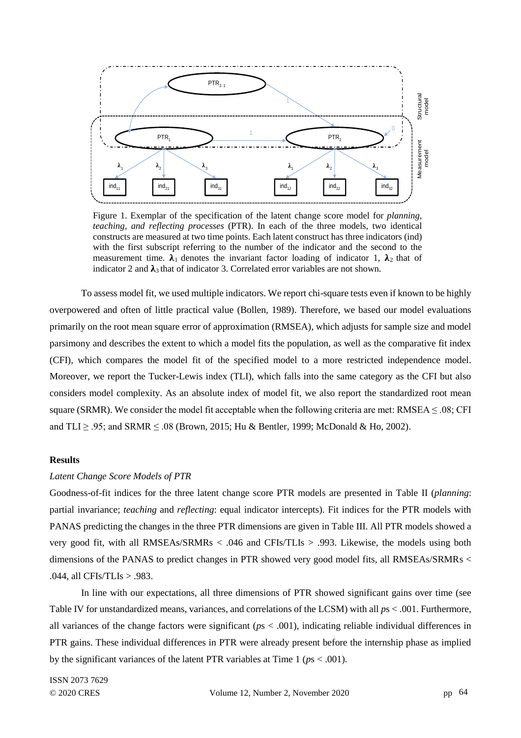Figure 1. Exemplar of the specification of the latent change score model for *planning, teaching, and reflecting processes* (PTR). In each of the three models, two identical constructs are measured at two time points. Each latent construct has three indicators (ind) with the first subscript referring to the number of the indicator and the second to the measurement time. $\boldsymbol{\lambda}_1$ denotes the invariant factor loading of indicator 1, $\boldsymbol{\lambda}_2$ that of indicator 2 and $\boldsymbol{\lambda}_3$ that of indicator 3. Correlated error variables are not shown.

To assess model fit, we used multiple indicators. We report chi-square tests even if known to be highly overpowered and often of little practical value (Bollen, 1989). Therefore, we based our model evaluations primarily on the root mean square error of approximation (RMSEA), which adjusts for sample size and model parsimony and describes the extent to which a model fits the population, as well as the comparative fit index (CFI), which compares the model fit of the specified model to a more restricted independence model. Moreover, we report the Tucker-Lewis index (TLI), which falls into the same category as the CFI but also considers model complexity. As an absolute index of model fit, we also report the standardized root mean square (SRMR). We consider the model fit acceptable when the following criteria are met: RMSEA ≤ .08; CFI and TLI ≥ .95; and SRMR ≤ .08 (Brown, 2015; Hu & Bentler, 1999; McDonald & Ho, 2002).

## Results

### *Latent Change Score Models of PTR*

Goodness-of-fit indices for the three latent change score PTR models are presented in Table II (*planning*: partial invariance; *teaching* and *reflecting*: equal indicator intercepts). Fit indices for the PTR models with PANAS predicting the changes in the three PTR dimensions are given in Table III. All PTR models showed a very good fit, with all RMSEAs/SRMRs < .046 and CFIs/TLIs > .993. Likewise, the models using both dimensions of the PANAS to predict changes in PTR showed very good model fits, all RMSEAs/SRMRs < .044, all CFIs/TLIs > .983.

In line with our expectations, all three dimensions of PTR showed significant gains over time (see Table IV for unstandardized means, variances, and correlations of the LCSM) with all *p*s < .001. Furthermore, all variances of the change factors were significant (*p*s < .001), indicating reliable individual differences in PTR gains. These individual differences in PTR were already present before the internship phase as implied by the significant variances of the latent PTR variables at Time 1 (*p*s < .001).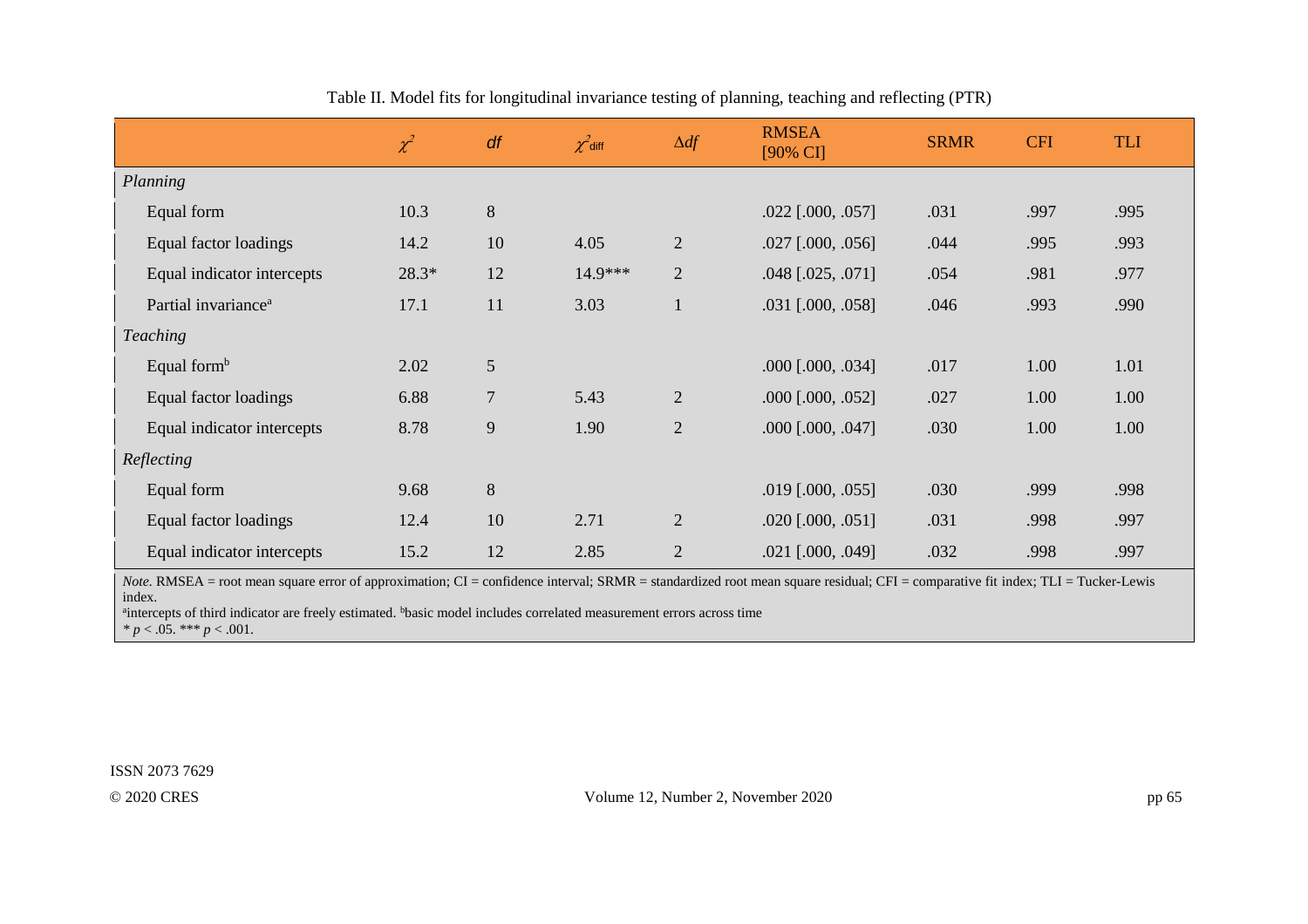Table II. Model fits for longitudinal invariance testing of planning, teaching and reflecting (PTR)

| | $\chi^2$ | *df* | $\chi^2_{\text{diff}}$ | $\Delta df$ | RMSEA [90% CI] | SRMR | CFI | TLI |
|---|---|---|---|---|---|---|---|---|
| *Planning* | | | | | | | | |
| Equal form | 10.3 | 8 | | | .022 [.000, .057] | .031 | .997 | .995 |
| Equal factor loadings | 14.2 | 10 | 4.05 | 2 | .027 [.000, .056] | .044 | .995 | .993 |
| Equal indicator intercepts | 28.3* | 12 | 14.9*** | 2 | .048 [.025, .071] | .054 | .981 | .977 |
| Partial invariance[a] | 17.1 | 11 | 3.03 | 1 | .031 [.000, .058] | .046 | .993 | .990 |
| *Teaching* | | | | | | | | |
| Equal form[b] | 2.02 | 5 | | | .000 [.000, .034] | .017 | 1.00 | 1.01 |
| Equal factor loadings | 6.88 | 7 | 5.43 | 2 | .000 [.000, .052] | .027 | 1.00 | 1.00 |
| Equal indicator intercepts | 8.78 | 9 | 1.90 | 2 | .000 [.000, .047] | .030 | 1.00 | 1.00 |
| *Reflecting* | | | | | | | | |
| Equal form | 9.68 | 8 | | | .019 [.000, .055] | .030 | .999 | .998 |
| Equal factor loadings | 12.4 | 10 | 2.71 | 2 | .020 [.000, .051] | .031 | .998 | .997 |
| Equal indicator intercepts | 15.2 | 12 | 2.85 | 2 | .021 [.000, .049] | .032 | .998 | .997 |

*Note.* RMSEA = root mean square error of approximation; CI = confidence interval; SRMR = standardized root mean square residual; CFI = comparative fit index; TLI = Tucker-Lewis index.
[a]intercepts of third indicator are freely estimated. [b]basic model includes correlated measurement errors across time
* $p < .05$. *** $p < .001$.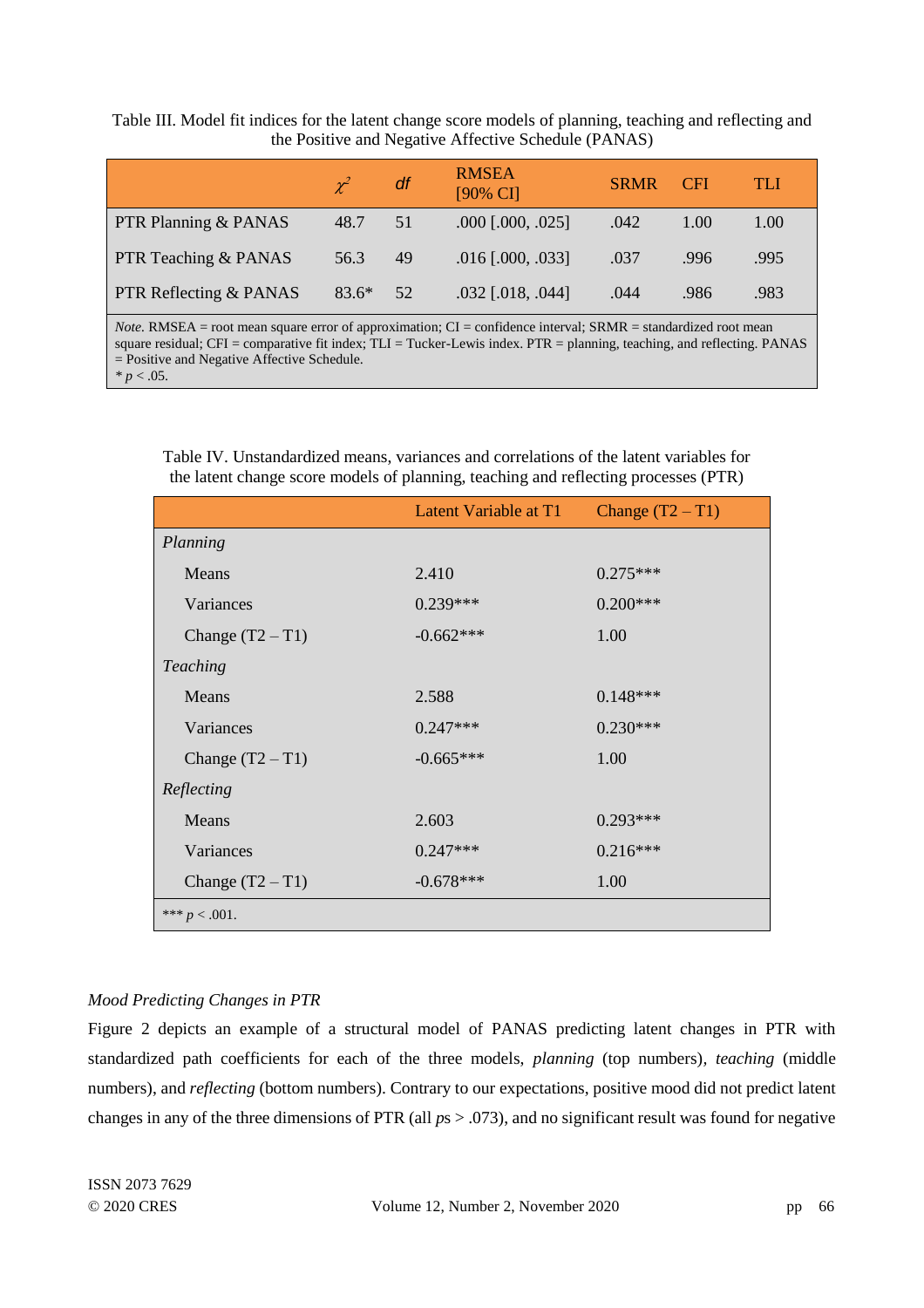Table III. Model fit indices for the latent change score models of planning, teaching and reflecting and the Positive and Negative Affective Schedule (PANAS)

| | $\chi^2$ | *df* | RMSEA [90% CI] | SRMR | CFI | TLI |
|---|---|---|---|---|---|---|
| PTR Planning & PANAS | 48.7 | 51 | .000 [.000, .025] | .042 | 1.00 | 1.00 |
| PTR Teaching & PANAS | 56.3 | 49 | .016 [.000, .033] | .037 | .996 | .995 |
| PTR Reflecting & PANAS | 83.6* | 52 | .032 [.018, .044] | .044 | .986 | .983 |

*Note.* RMSEA = root mean square error of approximation; CI = confidence interval; SRMR = standardized root mean square residual; CFI = comparative fit index; TLI = Tucker-Lewis index. PTR = planning, teaching, and reflecting. PANAS = Positive and Negative Affective Schedule.
* $p < .05$.

Table IV. Unstandardized means, variances and correlations of the latent variables for the latent change score models of planning, teaching and reflecting processes (PTR)

| | Latent Variable at T1 | Change (T2 – T1) |
|---|---|---|
| *Planning* | | |
| Means | 2.410 | 0.275*** |
| Variances | 0.239*** | 0.200*** |
| Change (T2 – T1) | -0.662*** | 1.00 |
| *Teaching* | | |
| Means | 2.588 | 0.148*** |
| Variances | 0.247*** | 0.230*** |
| Change (T2 – T1) | -0.665*** | 1.00 |
| *Reflecting* | | |
| Means | 2.603 | 0.293*** |
| Variances | 0.247*** | 0.216*** |
| Change (T2 – T1) | -0.678*** | 1.00 |

*** $p < .001$.

*Mood Predicting Changes in PTR*

Figure 2 depicts an example of a structural model of PANAS predicting latent changes in PTR with standardized path coefficients for each of the three models, *planning* (top numbers), *teaching* (middle numbers), and *reflecting* (bottom numbers). Contrary to our expectations, positive mood did not predict latent changes in any of the three dimensions of PTR (all *p*s > .073), and no significant result was found for negative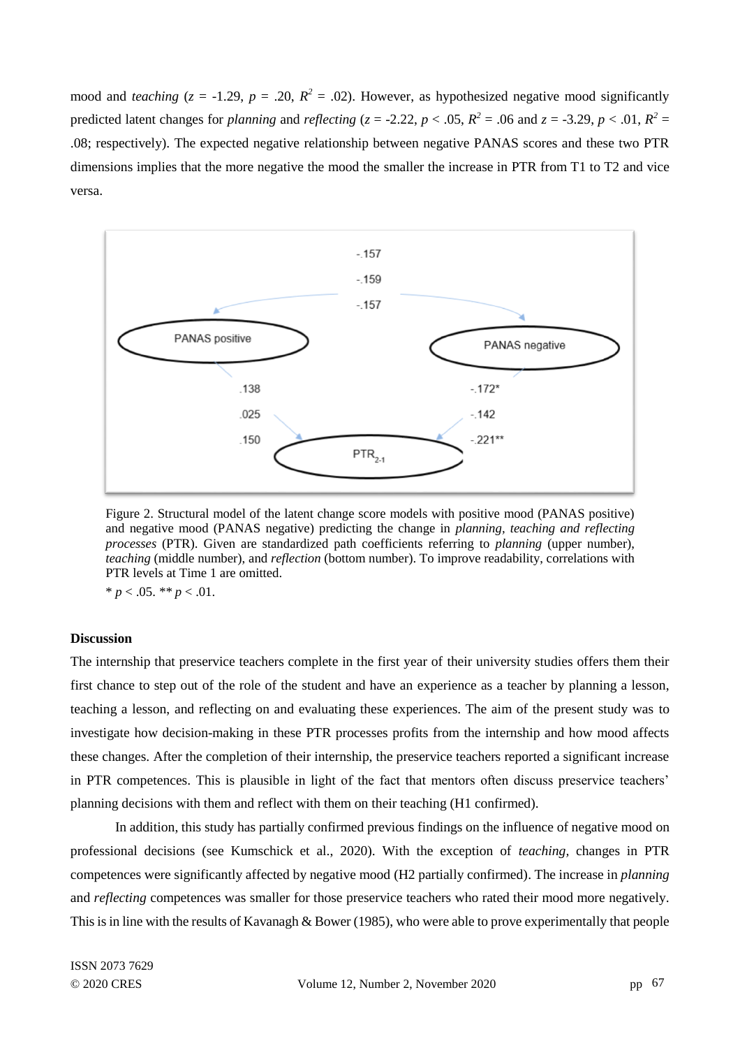mood and *teaching* ($z$ = -1.29, $p$ = .20, $R^2$ = .02). However, as hypothesized negative mood significantly predicted latent changes for *planning* and *reflecting* ($z$ = -2.22, $p$ < .05, $R^2$ = .06 and $z$ = -3.29, $p$ < .01, $R^2$ = .08; respectively). The expected negative relationship between negative PANAS scores and these two PTR dimensions implies that the more negative the mood the smaller the increase in PTR from T1 to T2 and vice versa.

Figure 2. Structural model of the latent change score models with positive mood (PANAS positive) and negative mood (PANAS negative) predicting the change in *planning, teaching and reflecting processes* (PTR). Given are standardized path coefficients referring to *planning* (upper number), *teaching* (middle number), and *reflection* (bottom number). To improve readability, correlations with PTR levels at Time 1 are omitted.

* $p$ < .05. ** $p$ < .01.

**Discussion**

The internship that preservice teachers complete in the first year of their university studies offers them their first chance to step out of the role of the student and have an experience as a teacher by planning a lesson, teaching a lesson, and reflecting on and evaluating these experiences. The aim of the present study was to investigate how decision-making in these PTR processes profits from the internship and how mood affects these changes. After the completion of their internship, the preservice teachers reported a significant increase in PTR competences. This is plausible in light of the fact that mentors often discuss preservice teachers' planning decisions with them and reflect with them on their teaching (H1 confirmed).

In addition, this study has partially confirmed previous findings on the influence of negative mood on professional decisions (see Kumschick et al., 2020). With the exception of *teaching*, changes in PTR competences were significantly affected by negative mood (H2 partially confirmed). The increase in *planning* and *reflecting* competences was smaller for those preservice teachers who rated their mood more negatively. This is in line with the results of Kavanagh & Bower (1985), who were able to prove experimentally that people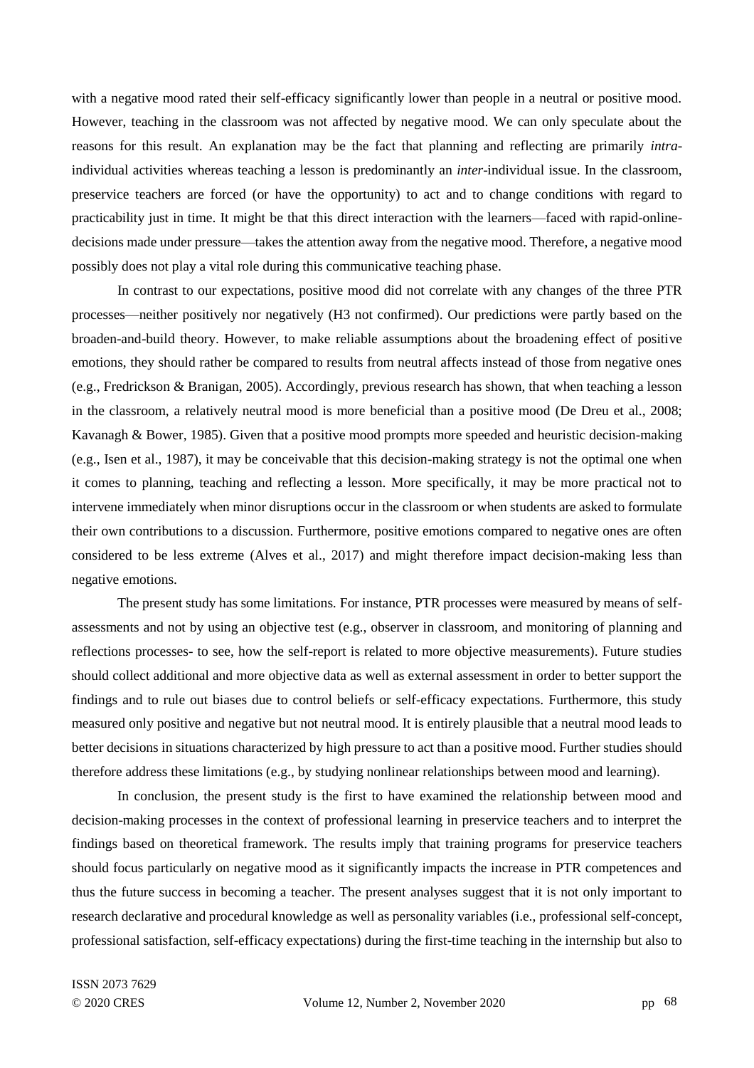with a negative mood rated their self-efficacy significantly lower than people in a neutral or positive mood. However, teaching in the classroom was not affected by negative mood. We can only speculate about the reasons for this result. An explanation may be the fact that planning and reflecting are primarily *intra*-individual activities whereas teaching a lesson is predominantly an *inter*-individual issue. In the classroom, preservice teachers are forced (or have the opportunity) to act and to change conditions with regard to practicability just in time. It might be that this direct interaction with the learners—faced with rapid-online-decisions made under pressure—takes the attention away from the negative mood. Therefore, a negative mood possibly does not play a vital role during this communicative teaching phase.

In contrast to our expectations, positive mood did not correlate with any changes of the three PTR processes—neither positively nor negatively (H3 not confirmed). Our predictions were partly based on the broaden-and-build theory. However, to make reliable assumptions about the broadening effect of positive emotions, they should rather be compared to results from neutral affects instead of those from negative ones (e.g., Fredrickson & Branigan, 2005). Accordingly, previous research has shown, that when teaching a lesson in the classroom, a relatively neutral mood is more beneficial than a positive mood (De Dreu et al., 2008; Kavanagh & Bower, 1985). Given that a positive mood prompts more speeded and heuristic decision-making (e.g., Isen et al., 1987), it may be conceivable that this decision-making strategy is not the optimal one when it comes to planning, teaching and reflecting a lesson. More specifically, it may be more practical not to intervene immediately when minor disruptions occur in the classroom or when students are asked to formulate their own contributions to a discussion. Furthermore, positive emotions compared to negative ones are often considered to be less extreme (Alves et al., 2017) and might therefore impact decision-making less than negative emotions.

The present study has some limitations. For instance, PTR processes were measured by means of self-assessments and not by using an objective test (e.g., observer in classroom, and monitoring of planning and reflections processes- to see, how the self-report is related to more objective measurements). Future studies should collect additional and more objective data as well as external assessment in order to better support the findings and to rule out biases due to control beliefs or self-efficacy expectations. Furthermore, this study measured only positive and negative but not neutral mood. It is entirely plausible that a neutral mood leads to better decisions in situations characterized by high pressure to act than a positive mood. Further studies should therefore address these limitations (e.g., by studying nonlinear relationships between mood and learning).

In conclusion, the present study is the first to have examined the relationship between mood and decision-making processes in the context of professional learning in preservice teachers and to interpret the findings based on theoretical framework. The results imply that training programs for preservice teachers should focus particularly on negative mood as it significantly impacts the increase in PTR competences and thus the future success in becoming a teacher. The present analyses suggest that it is not only important to research declarative and procedural knowledge as well as personality variables (i.e., professional self-concept, professional satisfaction, self-efficacy expectations) during the first-time teaching in the internship but also to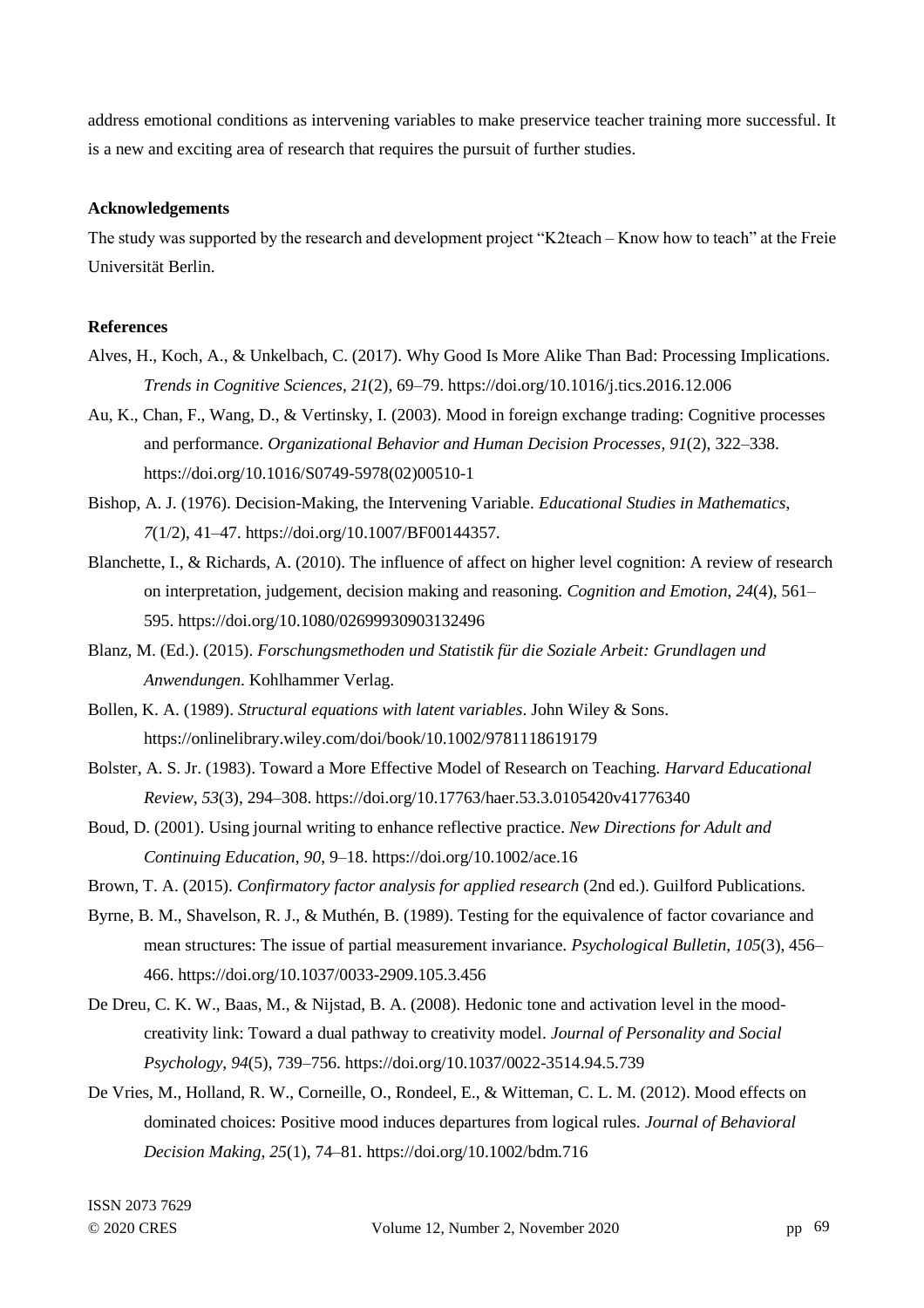address emotional conditions as intervening variables to make preservice teacher training more successful. It is a new and exciting area of research that requires the pursuit of further studies.

**Acknowledgements**

The study was supported by the research and development project "K2teach – Know how to teach" at the Freie Universität Berlin.

**References**

Alves, H., Koch, A., & Unkelbach, C. (2017). Why Good Is More Alike Than Bad: Processing Implications. *Trends in Cognitive Sciences*, *21*(2), 69–79. https://doi.org/10.1016/j.tics.2016.12.006

Au, K., Chan, F., Wang, D., & Vertinsky, I. (2003). Mood in foreign exchange trading: Cognitive processes and performance. *Organizational Behavior and Human Decision Processes*, *91*(2), 322–338. https://doi.org/10.1016/S0749-5978(02)00510-1

Bishop, A. J. (1976). Decision-Making, the Intervening Variable. *Educational Studies in Mathematics*, *7*(1/2), 41–47. https://doi.org/10.1007/BF00144357.

Blanchette, I., & Richards, A. (2010). The influence of affect on higher level cognition: A review of research on interpretation, judgement, decision making and reasoning. *Cognition and Emotion, 24*(4), 561–595. https://doi.org/10.1080/02699930903132496

Blanz, M. (Ed.). (2015). *Forschungsmethoden und Statistik für die Soziale Arbeit: Grundlagen und Anwendungen*. Kohlhammer Verlag.

Bollen, K. A. (1989). *Structural equations with latent variables*. John Wiley & Sons. https://onlinelibrary.wiley.com/doi/book/10.1002/9781118619179

Bolster, A. S. Jr. (1983). Toward a More Effective Model of Research on Teaching. *Harvard Educational Review*, *53*(3), 294–308. https://doi.org/10.17763/haer.53.3.0105420v41776340

Boud, D. (2001). Using journal writing to enhance reflective practice. *New Directions for Adult and Continuing Education*, *90*, 9–18. https://doi.org/10.1002/ace.16

Brown, T. A. (2015). *Confirmatory factor analysis for applied research* (2nd ed.). Guilford Publications.

Byrne, B. M., Shavelson, R. J., & Muthén, B. (1989). Testing for the equivalence of factor covariance and mean structures: The issue of partial measurement invariance. *Psychological Bulletin*, *105*(3), 456–466. https://doi.org/10.1037/0033-2909.105.3.456

De Dreu, C. K. W., Baas, M., & Nijstad, B. A. (2008). Hedonic tone and activation level in the mood-creativity link: Toward a dual pathway to creativity model. *Journal of Personality and Social Psychology*, *94*(5), 739–756. https://doi.org/10.1037/0022-3514.94.5.739

De Vries, M., Holland, R. W., Corneille, O., Rondeel, E., & Witteman, C. L. M. (2012). Mood effects on dominated choices: Positive mood induces departures from logical rules. *Journal of Behavioral Decision Making, 25*(1), 74–81. https://doi.org/10.1002/bdm.716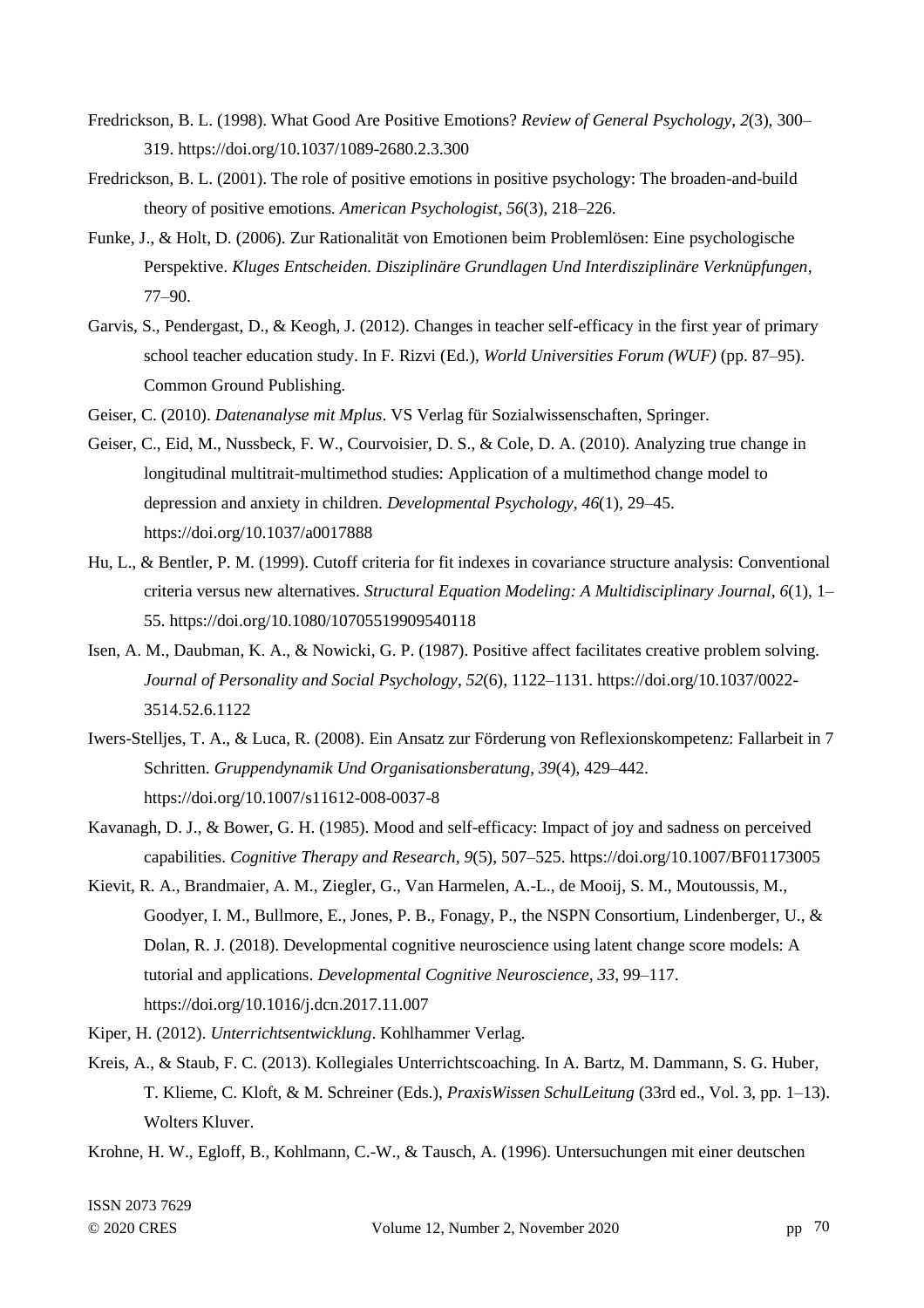Fredrickson, B. L. (1998). What Good Are Positive Emotions? *Review of General Psychology*, *2*(3), 300–319. https://doi.org/10.1037/1089-2680.2.3.300

Fredrickson, B. L. (2001). The role of positive emotions in positive psychology: The broaden-and-build theory of positive emotions. *American Psychologist*, *56*(3), 218–226.

Funke, J., & Holt, D. (2006). Zur Rationalität von Emotionen beim Problemlösen: Eine psychologische Perspektive. *Kluges Entscheiden. Disziplinäre Grundlagen Und Interdisziplinäre Verknüpfungen*, 77–90.

Garvis, S., Pendergast, D., & Keogh, J. (2012). Changes in teacher self-efficacy in the first year of primary school teacher education study. In F. Rizvi (Ed.), *World Universities Forum (WUF)* (pp. 87–95). Common Ground Publishing.

Geiser, C. (2010). *Datenanalyse mit Mplus*. VS Verlag für Sozialwissenschaften, Springer.

Geiser, C., Eid, M., Nussbeck, F. W., Courvoisier, D. S., & Cole, D. A. (2010). Analyzing true change in longitudinal multitrait-multimethod studies: Application of a multimethod change model to depression and anxiety in children. *Developmental Psychology*, *46*(1), 29–45. https://doi.org/10.1037/a0017888

Hu, L., & Bentler, P. M. (1999). Cutoff criteria for fit indexes in covariance structure analysis: Conventional criteria versus new alternatives. *Structural Equation Modeling: A Multidisciplinary Journal*, *6*(1), 1–55. https://doi.org/10.1080/10705519909540118

Isen, A. M., Daubman, K. A., & Nowicki, G. P. (1987). Positive affect facilitates creative problem solving. *Journal of Personality and Social Psychology*, *52*(6), 1122–1131. https://doi.org/10.1037/0022-3514.52.6.1122

Iwers-Stelljes, T. A., & Luca, R. (2008). Ein Ansatz zur Förderung von Reflexionskompetenz: Fallarbeit in 7 Schritten. *Gruppendynamik Und Organisationsberatung*, *39*(4), 429–442. https://doi.org/10.1007/s11612-008-0037-8

Kavanagh, D. J., & Bower, G. H. (1985). Mood and self-efficacy: Impact of joy and sadness on perceived capabilities. *Cognitive Therapy and Research*, *9*(5), 507–525. https://doi.org/10.1007/BF01173005

Kievit, R. A., Brandmaier, A. M., Ziegler, G., Van Harmelen, A.-L., de Mooij, S. M., Moutoussis, M., Goodyer, I. M., Bullmore, E., Jones, P. B., Fonagy, P., the NSPN Consortium, Lindenberger, U., & Dolan, R. J. (2018). Developmental cognitive neuroscience using latent change score models: A tutorial and applications. *Developmental Cognitive Neuroscience*, *33*, 99–117. https://doi.org/10.1016/j.dcn.2017.11.007

Kiper, H. (2012). *Unterrichtsentwicklung*. Kohlhammer Verlag.

Kreis, A., & Staub, F. C. (2013). Kollegiales Unterrichtscoaching. In A. Bartz, M. Dammann, S. G. Huber, T. Klieme, C. Kloft, & M. Schreiner (Eds.), *PraxisWissen SchulLeitung* (33rd ed., Vol. 3, pp. 1–13). Wolters Kluver.

Krohne, H. W., Egloff, B., Kohlmann, C.-W., & Tausch, A. (1996). Untersuchungen mit einer deutschen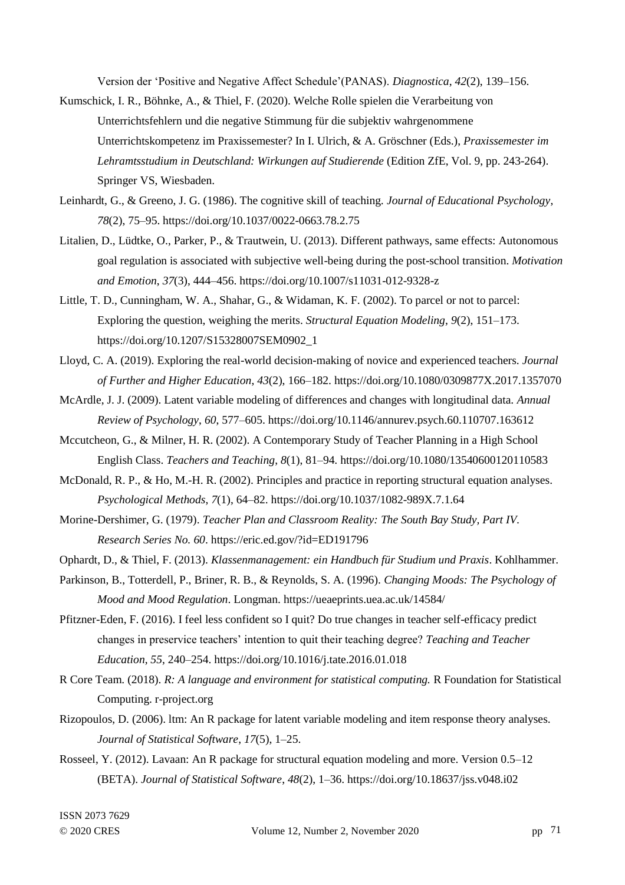Version der ‘Positive and Negative Affect Schedule’(PANAS). *Diagnostica*, *42*(2), 139–156.

Kumschick, I. R., Böhnke, A., & Thiel, F. (2020). Welche Rolle spielen die Verarbeitung von Unterrichtsfehlern und die negative Stimmung für die subjektiv wahrgenommene Unterrichtskompetenz im Praxissemester? In I. Ulrich, & A. Gröschner (Eds.), *Praxissemester im Lehramtsstudium in Deutschland: Wirkungen auf Studierende* (Edition ZfE, Vol. 9, pp. 243-264). Springer VS, Wiesbaden.

Leinhardt, G., & Greeno, J. G. (1986). The cognitive skill of teaching. *Journal of Educational Psychology*, *78*(2), 75–95. https://doi.org/10.1037/0022-0663.78.2.75

Litalien, D., Lüdtke, O., Parker, P., & Trautwein, U. (2013). Different pathways, same effects: Autonomous goal regulation is associated with subjective well-being during the post-school transition. *Motivation and Emotion*, *37*(3), 444–456. https://doi.org/10.1007/s11031-012-9328-z

Little, T. D., Cunningham, W. A., Shahar, G., & Widaman, K. F. (2002). To parcel or not to parcel: Exploring the question, weighing the merits. *Structural Equation Modeling*, *9*(2), 151–173. https://doi.org/10.1207/S15328007SEM0902_1

Lloyd, C. A. (2019). Exploring the real-world decision-making of novice and experienced teachers. *Journal of Further and Higher Education*, *43*(2), 166–182. https://doi.org/10.1080/0309877X.2017.1357070

McArdle, J. J. (2009). Latent variable modeling of differences and changes with longitudinal data. *Annual Review of Psychology*, *60*, 577–605. https://doi.org/10.1146/annurev.psych.60.110707.163612

Mccutcheon, G., & Milner, H. R. (2002). A Contemporary Study of Teacher Planning in a High School English Class. *Teachers and Teaching*, *8*(1), 81–94. https://doi.org/10.1080/13540600120110583

McDonald, R. P., & Ho, M.-H. R. (2002). Principles and practice in reporting structural equation analyses. *Psychological Methods*, *7*(1), 64–82. https://doi.org/10.1037/1082-989X.7.1.64

Morine-Dershimer, G. (1979). *Teacher Plan and Classroom Reality: The South Bay Study, Part IV. Research Series No. 60*. https://eric.ed.gov/?id=ED191796

Ophardt, D., & Thiel, F. (2013). *Klassenmanagement: ein Handbuch für Studium und Praxis*. Kohlhammer.

Parkinson, B., Totterdell, P., Briner, R. B., & Reynolds, S. A. (1996). *Changing Moods: The Psychology of Mood and Mood Regulation*. Longman. https://ueaeprints.uea.ac.uk/14584/

Pfitzner-Eden, F. (2016). I feel less confident so I quit? Do true changes in teacher self-efficacy predict changes in preservice teachers’ intention to quit their teaching degree? *Teaching and Teacher Education*, *55*, 240–254. https://doi.org/10.1016/j.tate.2016.01.018

R Core Team. (2018). *R: A language and environment for statistical computing.* R Foundation for Statistical Computing. r-project.org

Rizopoulos, D. (2006). ltm: An R package for latent variable modeling and item response theory analyses. *Journal of Statistical Software*, *17*(5), 1–25.

Rosseel, Y. (2012). Lavaan: An R package for structural equation modeling and more. Version 0.5–12 (BETA). *Journal of Statistical Software*, *48*(2), 1–36. https://doi.org/10.18637/jss.v048.i02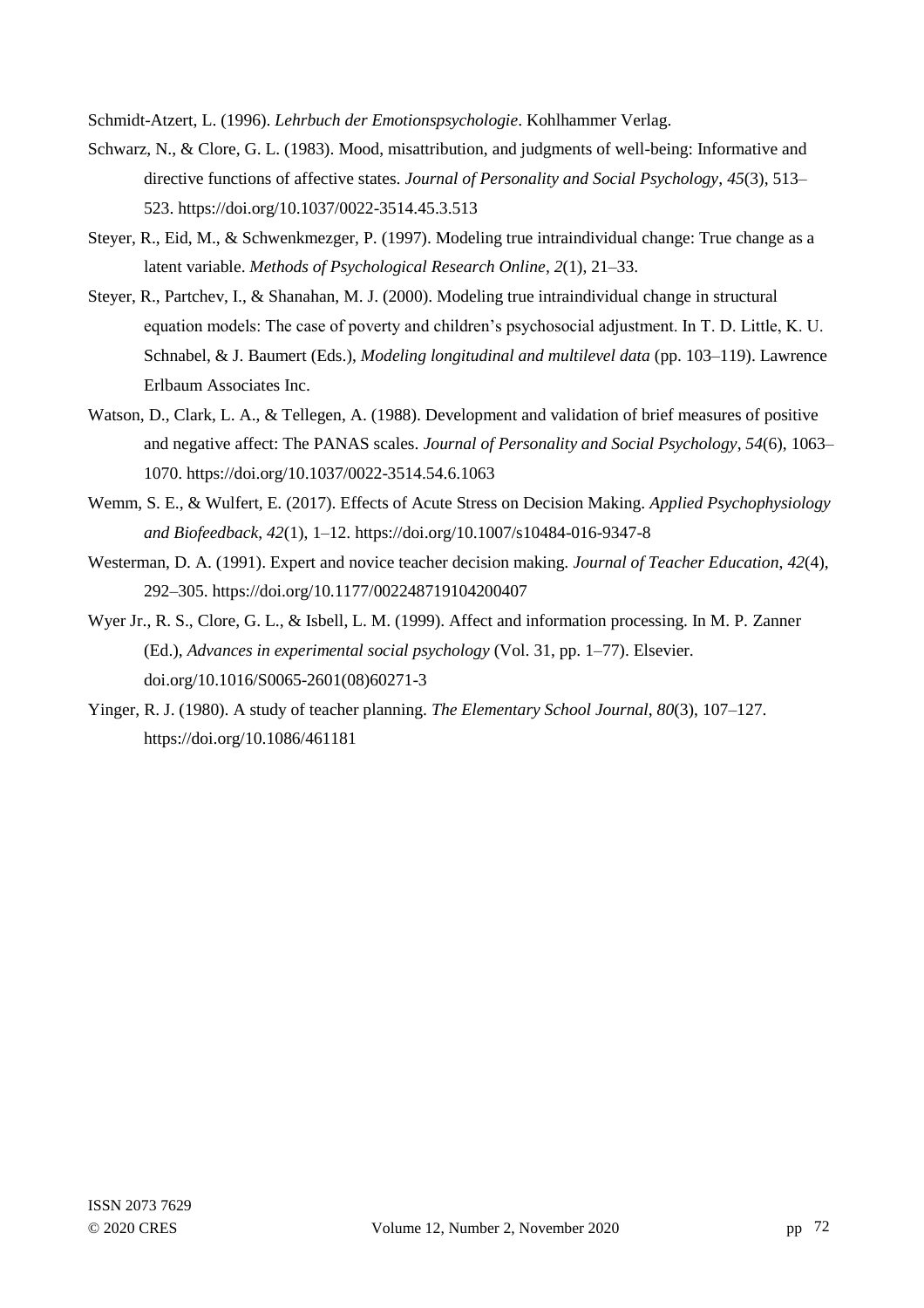Schmidt-Atzert, L. (1996). *Lehrbuch der Emotionspsychologie*. Kohlhammer Verlag.

Schwarz, N., & Clore, G. L. (1983). Mood, misattribution, and judgments of well-being: Informative and directive functions of affective states. *Journal of Personality and Social Psychology*, *45*(3), 513–523. https://doi.org/10.1037/0022-3514.45.3.513

Steyer, R., Eid, M., & Schwenkmezger, P. (1997). Modeling true intraindividual change: True change as a latent variable. *Methods of Psychological Research Online*, *2*(1), 21–33.

Steyer, R., Partchev, I., & Shanahan, M. J. (2000). Modeling true intraindividual change in structural equation models: The case of poverty and children's psychosocial adjustment. In T. D. Little, K. U. Schnabel, & J. Baumert (Eds.), *Modeling longitudinal and multilevel data* (pp. 103–119). Lawrence Erlbaum Associates Inc.

Watson, D., Clark, L. A., & Tellegen, A. (1988). Development and validation of brief measures of positive and negative affect: The PANAS scales. *Journal of Personality and Social Psychology*, *54*(6), 1063–1070. https://doi.org/10.1037/0022-3514.54.6.1063

Wemm, S. E., & Wulfert, E. (2017). Effects of Acute Stress on Decision Making. *Applied Psychophysiology and Biofeedback*, *42*(1), 1–12. https://doi.org/10.1007/s10484-016-9347-8

Westerman, D. A. (1991). Expert and novice teacher decision making. *Journal of Teacher Education*, *42*(4), 292–305. https://doi.org/10.1177/002248719104200407

Wyer Jr., R. S., Clore, G. L., & Isbell, L. M. (1999). Affect and information processing. In M. P. Zanner (Ed.), *Advances in experimental social psychology* (Vol. 31, pp. 1–77). Elsevier. doi.org/10.1016/S0065-2601(08)60271-3

Yinger, R. J. (1980). A study of teacher planning. *The Elementary School Journal*, *80*(3), 107–127. https://doi.org/10.1086/461181